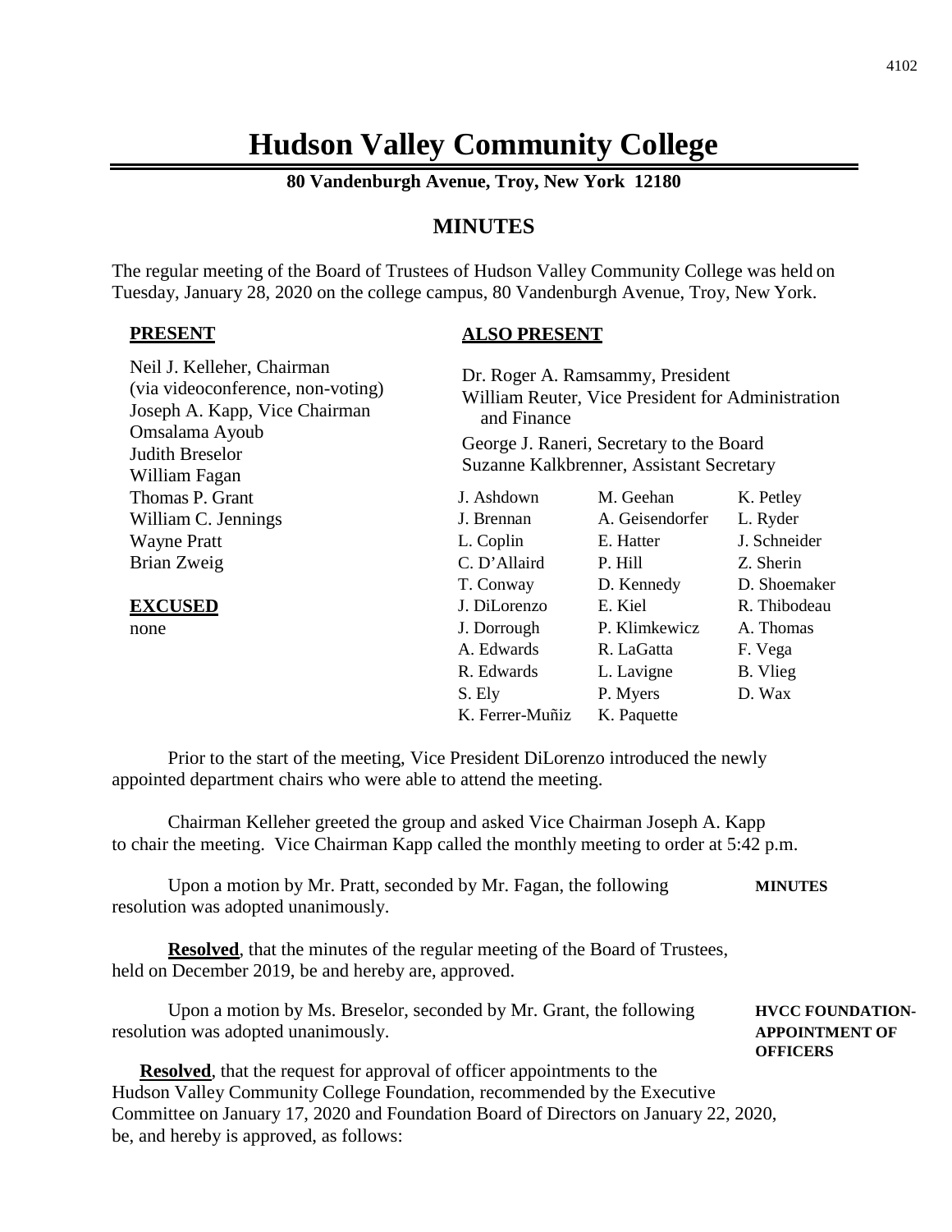# Hudson Valley Community College

**80 Vandenburgh Avenue, Troy, New York 12180**

## MINUTES

The regular meeting of the Board of Trustees of Hudson Valley Community College was held on Tuesday, January 28, 2020 on the college campus, 80 Vandenburgh Avenue, Troy, New York.

**PRESENT**

Neil J. Kelleher, Chairman (via videoconference, non-voting)
Joseph A. Kapp, Vice Chairman
Omsalama Ayoub
Judith Breselor
William Fagan
Thomas P. Grant
William C. Jennings
Wayne Pratt
Brian Zweig

**EXCUSED**

none

**ALSO PRESENT**

Dr. Roger A. Ramsammy, President
William Reuter, Vice President for Administration and Finance
George J. Raneri, Secretary to the Board
Suzanne Kalkbrenner, Assistant Secretary

| | | |
|---|---|---|
| J. Ashdown | M. Geehan | K. Petley |
| J. Brennan | A. Geisendorfer | L. Ryder |
| L. Coplin | E. Hatter | J. Schneider |
| C. D'Allaird | P. Hill | Z. Sherin |
| T. Conway | D. Kennedy | D. Shoemaker |
| J. DiLorenzo | E. Kiel | R. Thibodeau |
| J. Dorrough | P. Klimkewicz | A. Thomas |
| A. Edwards | R. LaGatta | F. Vega |
| R. Edwards | L. Lavigne | B. Vlieg |
| S. Ely | P. Myers | D. Wax |
| K. Ferrer-Muñiz | K. Paquette | |

Prior to the start of the meeting, Vice President DiLorenzo introduced the newly appointed department chairs who were able to attend the meeting.

Chairman Kelleher greeted the group and asked Vice Chairman Joseph A. Kapp to chair the meeting. Vice Chairman Kapp called the monthly meeting to order at 5:42 p.m.

**MINUTES**

Upon a motion by Mr. Pratt, seconded by Mr. Fagan, the following resolution was adopted unanimously.

**Resolved**, that the minutes of the regular meeting of the Board of Trustees, held on December 2019, be and hereby are, approved.

**HVCC FOUNDATION-APPOINTMENT OF OFFICERS**

Upon a motion by Ms. Breselor, seconded by Mr. Grant, the following resolution was adopted unanimously.

**Resolved**, that the request for approval of officer appointments to the Hudson Valley Community College Foundation, recommended by the Executive Committee on January 17, 2020 and Foundation Board of Directors on January 22, 2020, be, and hereby is approved, as follows: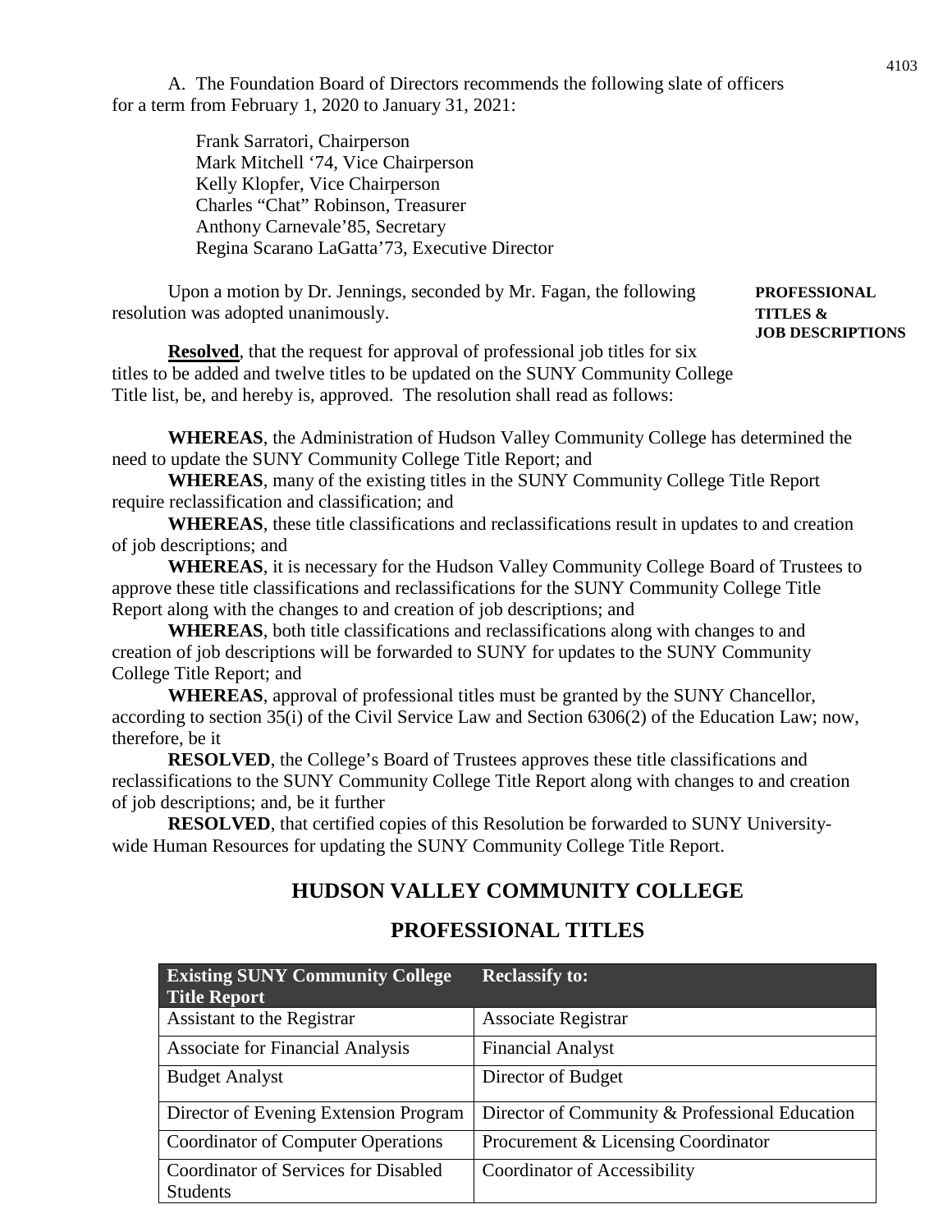A. The Foundation Board of Directors recommends the following slate of officers for a term from February 1, 2020 to January 31, 2021:

Frank Sarratori, Chairperson
Mark Mitchell '74, Vice Chairperson
Kelly Klopfer, Vice Chairperson
Charles "Chat" Robinson, Treasurer
Anthony Carnevale'85, Secretary
Regina Scarano LaGatta'73, Executive Director

**PROFESSIONAL TITLES & JOB DESCRIPTIONS**

Upon a motion by Dr. Jennings, seconded by Mr. Fagan, the following resolution was adopted unanimously.

**Resolved**, that the request for approval of professional job titles for six titles to be added and twelve titles to be updated on the SUNY Community College Title list, be, and hereby is, approved. The resolution shall read as follows:

**WHEREAS**, the Administration of Hudson Valley Community College has determined the need to update the SUNY Community College Title Report; and

**WHEREAS**, many of the existing titles in the SUNY Community College Title Report require reclassification and classification; and

**WHEREAS**, these title classifications and reclassifications result in updates to and creation of job descriptions; and

**WHEREAS**, it is necessary for the Hudson Valley Community College Board of Trustees to approve these title classifications and reclassifications for the SUNY Community College Title Report along with the changes to and creation of job descriptions; and

**WHEREAS**, both title classifications and reclassifications along with changes to and creation of job descriptions will be forwarded to SUNY for updates to the SUNY Community College Title Report; and

**WHEREAS**, approval of professional titles must be granted by the SUNY Chancellor, according to section 35(i) of the Civil Service Law and Section 6306(2) of the Education Law; now, therefore, be it

**RESOLVED**, the College's Board of Trustees approves these title classifications and reclassifications to the SUNY Community College Title Report along with changes to and creation of job descriptions; and, be it further

**RESOLVED**, that certified copies of this Resolution be forwarded to SUNY University-wide Human Resources for updating the SUNY Community College Title Report.

## HUDSON VALLEY COMMUNITY COLLEGE

## PROFESSIONAL TITLES

| Existing SUNY Community College Title Report | Reclassify to: |
|---|---|
| Assistant to the Registrar | Associate Registrar |
| Associate for Financial Analysis | Financial Analyst |
| Budget Analyst | Director of Budget |
| Director of Evening Extension Program | Director of Community & Professional Education |
| Coordinator of Computer Operations | Procurement & Licensing Coordinator |
| Coordinator of Services for Disabled Students | Coordinator of Accessibility |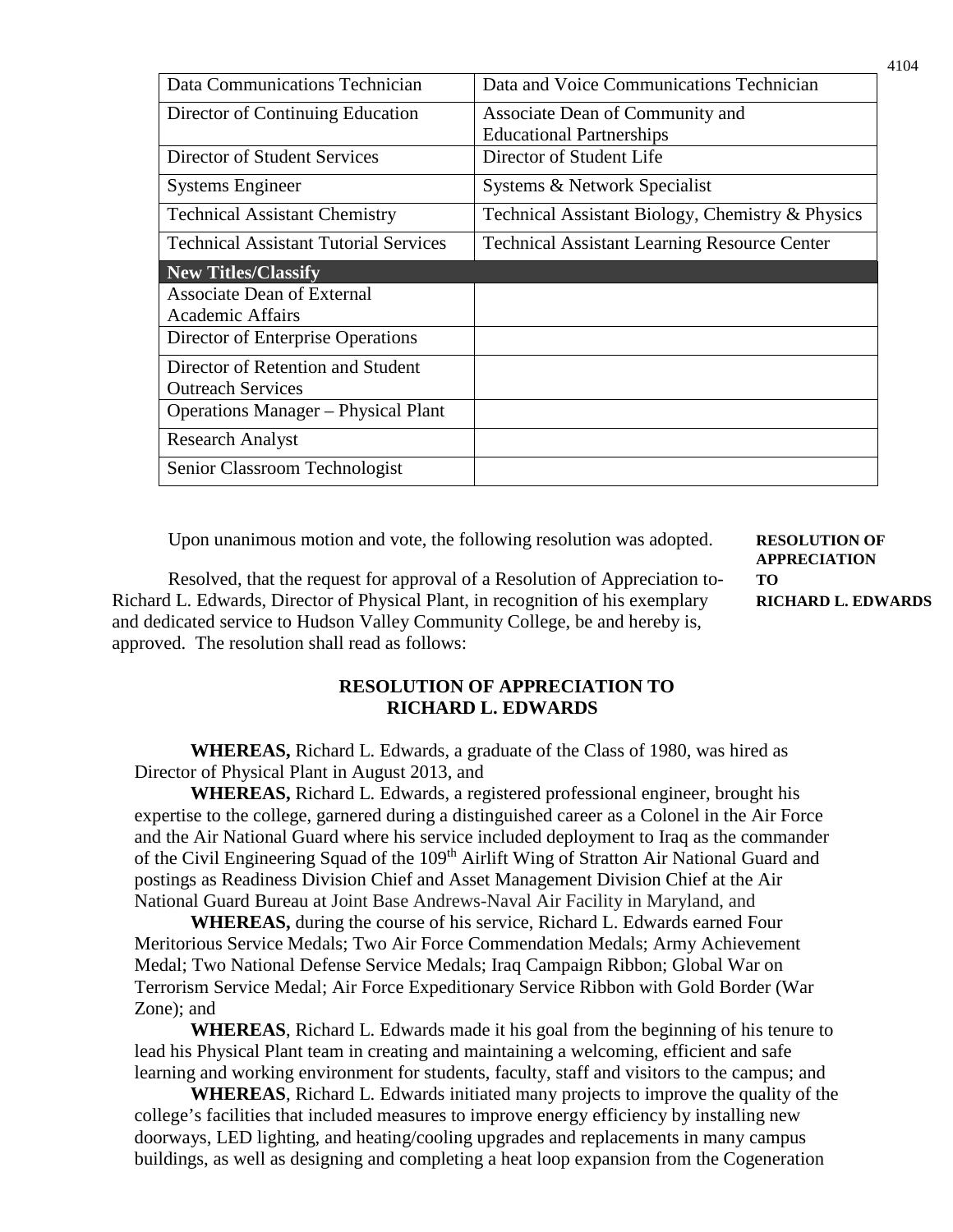| Data Communications Technician | Data and Voice Communications Technician |
|---|---|
| Director of Continuing Education | Associate Dean of Community and Educational Partnerships |
| Director of Student Services | Director of Student Life |
| Systems Engineer | Systems & Network Specialist |
| Technical Assistant Chemistry | Technical Assistant Biology, Chemistry & Physics |
| Technical Assistant Tutorial Services | Technical Assistant Learning Resource Center |
| **New Titles/Classify** | |
| Associate Dean of External Academic Affairs | |
| Director of Enterprise Operations | |
| Director of Retention and Student Outreach Services | |
| Operations Manager – Physical Plant | |
| Research Analyst | |
| Senior Classroom Technologist | |

**RESOLUTION OF APPRECIATION TO RICHARD L. EDWARDS**

Upon unanimous motion and vote, the following resolution was adopted.

Resolved, that the request for approval of a Resolution of Appreciation to Richard L. Edwards, Director of Physical Plant, in recognition of his exemplary and dedicated service to Hudson Valley Community College, be and hereby is, approved. The resolution shall read as follows:

**RESOLUTION OF APPRECIATION TO**
**RICHARD L. EDWARDS**

**WHEREAS,** Richard L. Edwards, a graduate of the Class of 1980, was hired as Director of Physical Plant in August 2013, and

**WHEREAS,** Richard L. Edwards, a registered professional engineer, brought his expertise to the college, garnered during a distinguished career as a Colonel in the Air Force and the Air National Guard where his service included deployment to Iraq as the commander of the Civil Engineering Squad of the 109th Airlift Wing of Stratton Air National Guard and postings as Readiness Division Chief and Asset Management Division Chief at the Air National Guard Bureau at Joint Base Andrews-Naval Air Facility in Maryland, and

**WHEREAS,** during the course of his service, Richard L. Edwards earned Four Meritorious Service Medals; Two Air Force Commendation Medals; Army Achievement Medal; Two National Defense Service Medals; Iraq Campaign Ribbon; Global War on Terrorism Service Medal; Air Force Expeditionary Service Ribbon with Gold Border (War Zone); and

**WHEREAS**, Richard L. Edwards made it his goal from the beginning of his tenure to lead his Physical Plant team in creating and maintaining a welcoming, efficient and safe learning and working environment for students, faculty, staff and visitors to the campus; and

**WHEREAS**, Richard L. Edwards initiated many projects to improve the quality of the college's facilities that included measures to improve energy efficiency by installing new doorways, LED lighting, and heating/cooling upgrades and replacements in many campus buildings, as well as designing and completing a heat loop expansion from the Cogeneration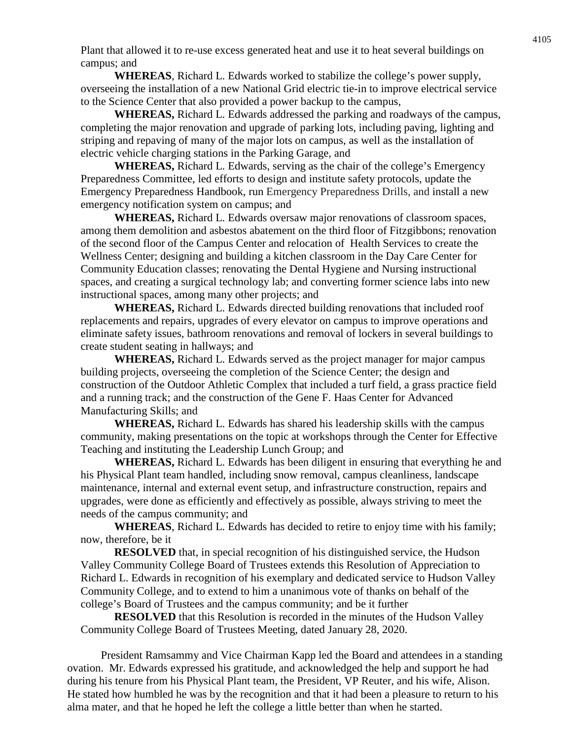Plant that allowed it to re-use excess generated heat and use it to heat several buildings on campus; and

**WHEREAS**, Richard L. Edwards worked to stabilize the college's power supply, overseeing the installation of a new National Grid electric tie-in to improve electrical service to the Science Center that also provided a power backup to the campus,

**WHEREAS,** Richard L. Edwards addressed the parking and roadways of the campus, completing the major renovation and upgrade of parking lots, including paving, lighting and striping and repaving of many of the major lots on campus, as well as the installation of electric vehicle charging stations in the Parking Garage, and

**WHEREAS,** Richard L. Edwards, serving as the chair of the college's Emergency Preparedness Committee, led efforts to design and institute safety protocols, update the Emergency Preparedness Handbook, run Emergency Preparedness Drills, and install a new emergency notification system on campus; and

**WHEREAS,** Richard L. Edwards oversaw major renovations of classroom spaces, among them demolition and asbestos abatement on the third floor of Fitzgibbons; renovation of the second floor of the Campus Center and relocation of Health Services to create the Wellness Center; designing and building a kitchen classroom in the Day Care Center for Community Education classes; renovating the Dental Hygiene and Nursing instructional spaces, and creating a surgical technology lab; and converting former science labs into new instructional spaces, among many other projects; and

**WHEREAS,** Richard L. Edwards directed building renovations that included roof replacements and repairs, upgrades of every elevator on campus to improve operations and eliminate safety issues, bathroom renovations and removal of lockers in several buildings to create student seating in hallways; and

**WHEREAS,** Richard L. Edwards served as the project manager for major campus building projects, overseeing the completion of the Science Center; the design and construction of the Outdoor Athletic Complex that included a turf field, a grass practice field and a running track; and the construction of the Gene F. Haas Center for Advanced Manufacturing Skills; and

**WHEREAS,** Richard L. Edwards has shared his leadership skills with the campus community, making presentations on the topic at workshops through the Center for Effective Teaching and instituting the Leadership Lunch Group; and

**WHEREAS,** Richard L. Edwards has been diligent in ensuring that everything he and his Physical Plant team handled, including snow removal, campus cleanliness, landscape maintenance, internal and external event setup, and infrastructure construction, repairs and upgrades, were done as efficiently and effectively as possible, always striving to meet the needs of the campus community; and

**WHEREAS**, Richard L. Edwards has decided to retire to enjoy time with his family; now, therefore, be it

**RESOLVED** that, in special recognition of his distinguished service, the Hudson Valley Community College Board of Trustees extends this Resolution of Appreciation to Richard L. Edwards in recognition of his exemplary and dedicated service to Hudson Valley Community College, and to extend to him a unanimous vote of thanks on behalf of the college's Board of Trustees and the campus community; and be it further

**RESOLVED** that this Resolution is recorded in the minutes of the Hudson Valley Community College Board of Trustees Meeting, dated January 28, 2020.

President Ramsammy and Vice Chairman Kapp led the Board and attendees in a standing ovation. Mr. Edwards expressed his gratitude, and acknowledged the help and support he had during his tenure from his Physical Plant team, the President, VP Reuter, and his wife, Alison. He stated how humbled he was by the recognition and that it had been a pleasure to return to his alma mater, and that he hoped he left the college a little better than when he started.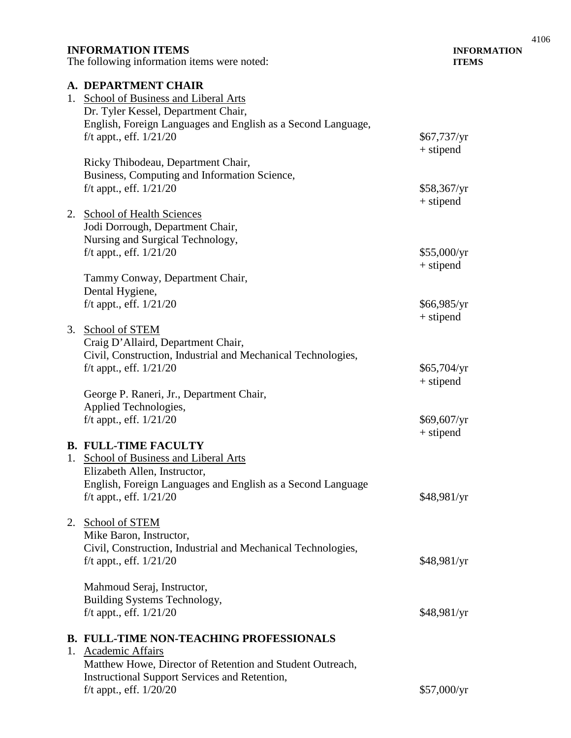**INFORMATION ITEMS** — **INFORMATION ITEMS**

The following information items were noted:

**A. DEPARTMENT CHAIR**

1. School of Business and Liberal Arts

   Dr. Tyler Kessel, Department Chair,
   English, Foreign Languages and English as a Second Language,
   f/t appt., eff. 1/21/20 — $67,737/yr + stipend

   Ricky Thibodeau, Department Chair,
   Business, Computing and Information Science,
   f/t appt., eff. 1/21/20 — $58,367/yr + stipend

2. School of Health Sciences

   Jodi Dorrough, Department Chair,
   Nursing and Surgical Technology,
   f/t appt., eff. 1/21/20 — $55,000/yr + stipend

   Tammy Conway, Department Chair,
   Dental Hygiene,
   f/t appt., eff. 1/21/20 — $66,985/yr + stipend

3. School of STEM

   Craig D'Allaird, Department Chair,
   Civil, Construction, Industrial and Mechanical Technologies,
   f/t appt., eff. 1/21/20 — $65,704/yr + stipend

   George P. Raneri, Jr., Department Chair,
   Applied Technologies,
   f/t appt., eff. 1/21/20 — $69,607/yr + stipend

**B. FULL-TIME FACULTY**

1. School of Business and Liberal Arts

   Elizabeth Allen, Instructor,
   English, Foreign Languages and English as a Second Language
   f/t appt., eff. 1/21/20 — $48,981/yr

2. School of STEM

   Mike Baron, Instructor,
   Civil, Construction, Industrial and Mechanical Technologies,
   f/t appt., eff. 1/21/20 — $48,981/yr

   Mahmoud Seraj, Instructor,
   Building Systems Technology,
   f/t appt., eff. 1/21/20 — $48,981/yr

**B. FULL-TIME NON-TEACHING PROFESSIONALS**

1. Academic Affairs

   Matthew Howe, Director of Retention and Student Outreach,
   Instructional Support Services and Retention,
   f/t appt., eff. 1/20/20 — $57,000/yr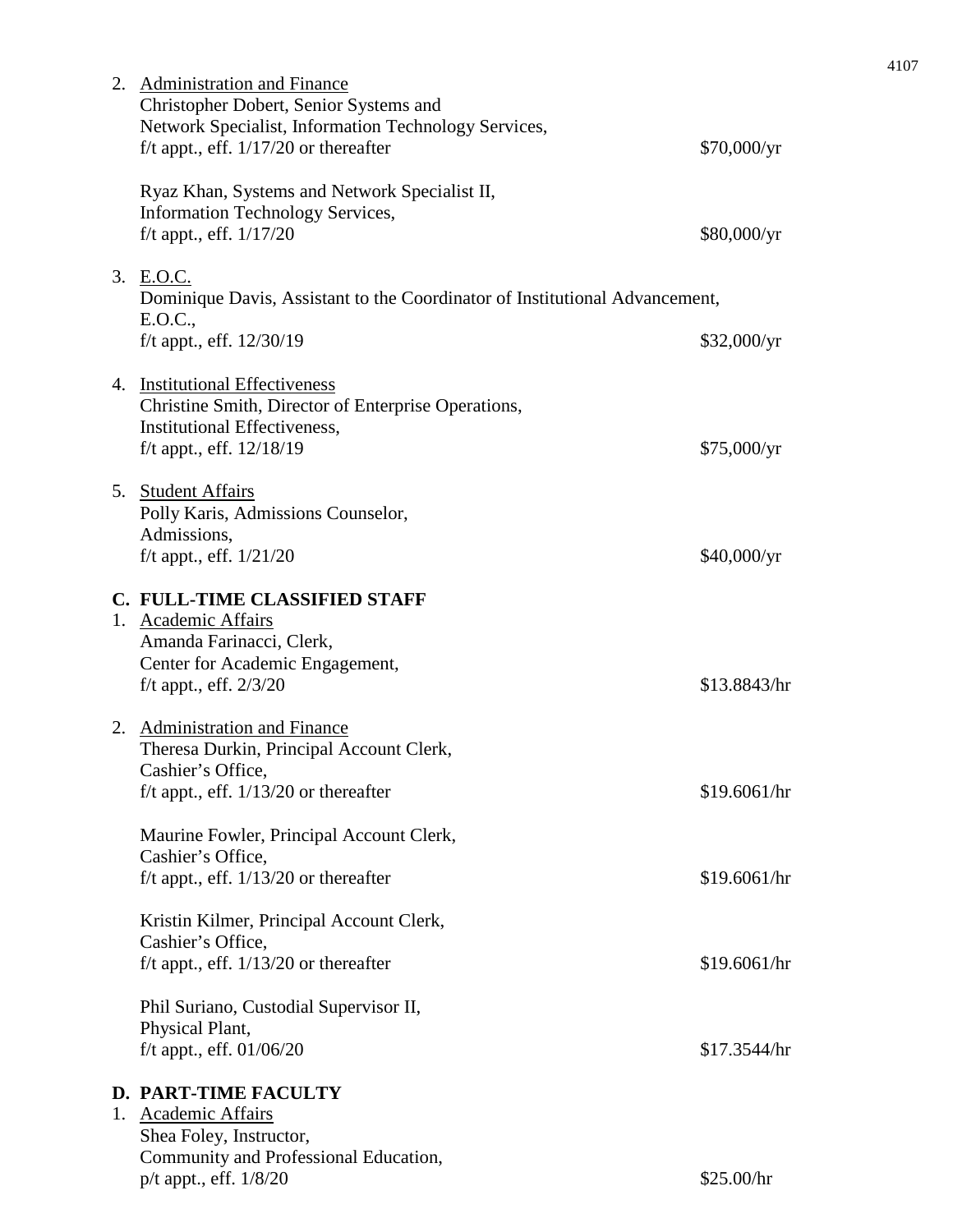2. Administration and Finance

   Christopher Dobert, Senior Systems and Network Specialist, Information Technology Services, f/t appt., eff. 1/17/20 or thereafter — $70,000/yr

   Ryaz Khan, Systems and Network Specialist II, Information Technology Services, f/t appt., eff. 1/17/20 — $80,000/yr

3. E.O.C.

   Dominique Davis, Assistant to the Coordinator of Institutional Advancement, E.O.C., f/t appt., eff. 12/30/19 — $32,000/yr

4. Institutional Effectiveness

   Christine Smith, Director of Enterprise Operations, Institutional Effectiveness, f/t appt., eff. 12/18/19 — $75,000/yr

5. Student Affairs

   Polly Karis, Admissions Counselor, Admissions, f/t appt., eff. 1/21/20 — $40,000/yr

**C. FULL-TIME CLASSIFIED STAFF**

1. Academic Affairs

   Amanda Farinacci, Clerk, Center for Academic Engagement, f/t appt., eff. 2/3/20 — $13.8843/hr

2. Administration and Finance

   Theresa Durkin, Principal Account Clerk, Cashier's Office, f/t appt., eff. 1/13/20 or thereafter — $19.6061/hr

   Maurine Fowler, Principal Account Clerk, Cashier's Office, f/t appt., eff. 1/13/20 or thereafter — $19.6061/hr

   Kristin Kilmer, Principal Account Clerk, Cashier's Office, f/t appt., eff. 1/13/20 or thereafter — $19.6061/hr

   Phil Suriano, Custodial Supervisor II, Physical Plant, f/t appt., eff. 01/06/20 — $17.3544/hr

**D. PART-TIME FACULTY**

1. Academic Affairs

   Shea Foley, Instructor, Community and Professional Education, p/t appt., eff. 1/8/20 — $25.00/hr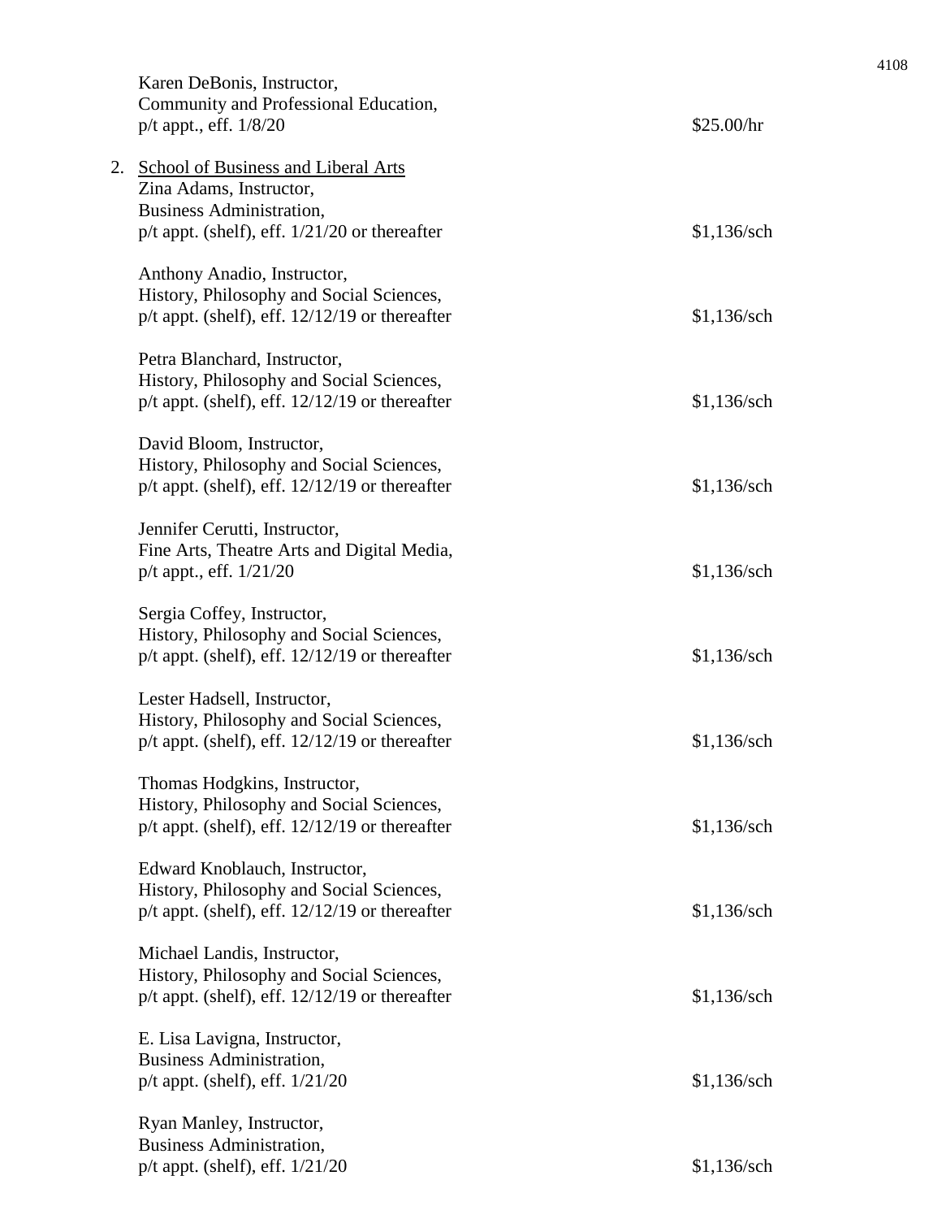Karen DeBonis, Instructor,
Community and Professional Education,
p/t appt., eff. 1/8/20 — $25.00/hr

2. <u>School of Business and Liberal Arts</u>

Zina Adams, Instructor,
Business Administration,
p/t appt. (shelf), eff. 1/21/20 or thereafter — $1,136/sch

Anthony Anadio, Instructor,
History, Philosophy and Social Sciences,
p/t appt. (shelf), eff. 12/12/19 or thereafter — $1,136/sch

Petra Blanchard, Instructor,
History, Philosophy and Social Sciences,
p/t appt. (shelf), eff. 12/12/19 or thereafter — $1,136/sch

David Bloom, Instructor,
History, Philosophy and Social Sciences,
p/t appt. (shelf), eff. 12/12/19 or thereafter — $1,136/sch

Jennifer Cerutti, Instructor,
Fine Arts, Theatre Arts and Digital Media,
p/t appt., eff. 1/21/20 — $1,136/sch

Sergia Coffey, Instructor,
History, Philosophy and Social Sciences,
p/t appt. (shelf), eff. 12/12/19 or thereafter — $1,136/sch

Lester Hadsell, Instructor,
History, Philosophy and Social Sciences,
p/t appt. (shelf), eff. 12/12/19 or thereafter — $1,136/sch

Thomas Hodgkins, Instructor,
History, Philosophy and Social Sciences,
p/t appt. (shelf), eff. 12/12/19 or thereafter — $1,136/sch

Edward Knoblauch, Instructor,
History, Philosophy and Social Sciences,
p/t appt. (shelf), eff. 12/12/19 or thereafter — $1,136/sch

Michael Landis, Instructor,
History, Philosophy and Social Sciences,
p/t appt. (shelf), eff. 12/12/19 or thereafter — $1,136/sch

E. Lisa Lavigna, Instructor,
Business Administration,
p/t appt. (shelf), eff. 1/21/20 — $1,136/sch

Ryan Manley, Instructor,
Business Administration,
p/t appt. (shelf), eff. 1/21/20 — $1,136/sch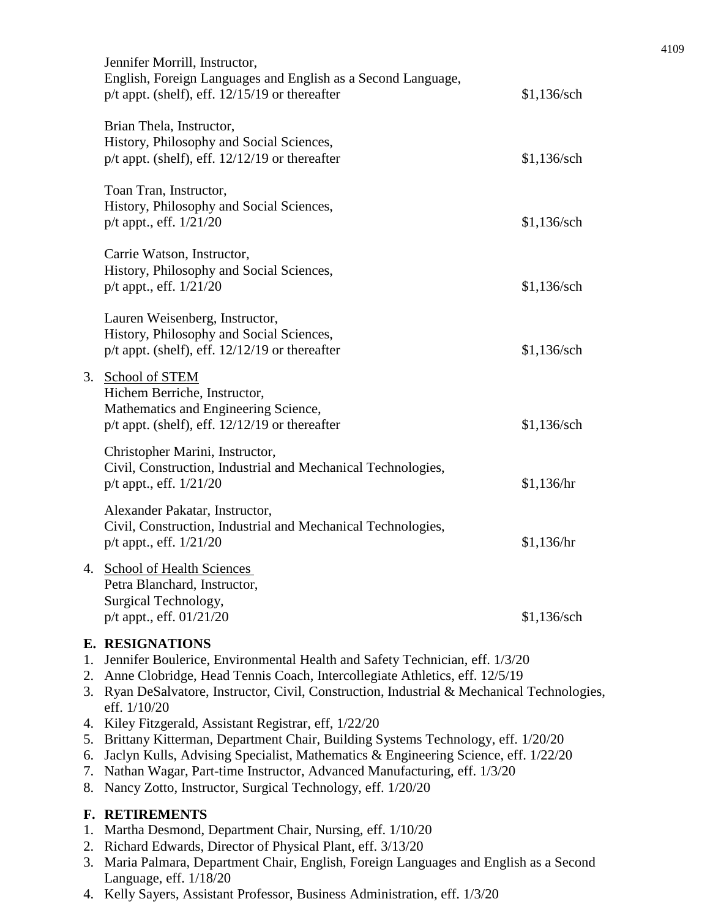Jennifer Morrill, Instructor,
English, Foreign Languages and English as a Second Language,
p/t appt. (shelf), eff. 12/15/19 or thereafter — $1,136/sch

Brian Thela, Instructor,
History, Philosophy and Social Sciences,
p/t appt. (shelf), eff. 12/12/19 or thereafter — $1,136/sch

Toan Tran, Instructor,
History, Philosophy and Social Sciences,
p/t appt., eff. 1/21/20 — $1,136/sch

Carrie Watson, Instructor,
History, Philosophy and Social Sciences,
p/t appt., eff. 1/21/20 — $1,136/sch

Lauren Weisenberg, Instructor,
History, Philosophy and Social Sciences,
p/t appt. (shelf), eff. 12/12/19 or thereafter — $1,136/sch

3. School of STEM

Hichem Berriche, Instructor,
Mathematics and Engineering Science,
p/t appt. (shelf), eff. 12/12/19 or thereafter — $1,136/sch

Christopher Marini, Instructor,
Civil, Construction, Industrial and Mechanical Technologies,
p/t appt., eff. 1/21/20 — $1,136/hr

Alexander Pakatar, Instructor,
Civil, Construction, Industrial and Mechanical Technologies,
p/t appt., eff. 1/21/20 — $1,136/hr

4. School of Health Sciences

Petra Blanchard, Instructor,
Surgical Technology,
p/t appt., eff. 01/21/20 — $1,136/sch

**E. RESIGNATIONS**

1. Jennifer Boulerice, Environmental Health and Safety Technician, eff. 1/3/20
2. Anne Clobridge, Head Tennis Coach, Intercollegiate Athletics, eff. 12/5/19
3. Ryan DeSalvatore, Instructor, Civil, Construction, Industrial & Mechanical Technologies, eff. 1/10/20
4. Kiley Fitzgerald, Assistant Registrar, eff, 1/22/20
5. Brittany Kitterman, Department Chair, Building Systems Technology, eff. 1/20/20
6. Jaclyn Kulls, Advising Specialist, Mathematics & Engineering Science, eff. 1/22/20
7. Nathan Wagar, Part-time Instructor, Advanced Manufacturing, eff. 1/3/20
8. Nancy Zotto, Instructor, Surgical Technology, eff. 1/20/20

**F. RETIREMENTS**

1. Martha Desmond, Department Chair, Nursing, eff. 1/10/20
2. Richard Edwards, Director of Physical Plant, eff. 3/13/20
3. Maria Palmara, Department Chair, English, Foreign Languages and English as a Second Language, eff. 1/18/20
4. Kelly Sayers, Assistant Professor, Business Administration, eff. 1/3/20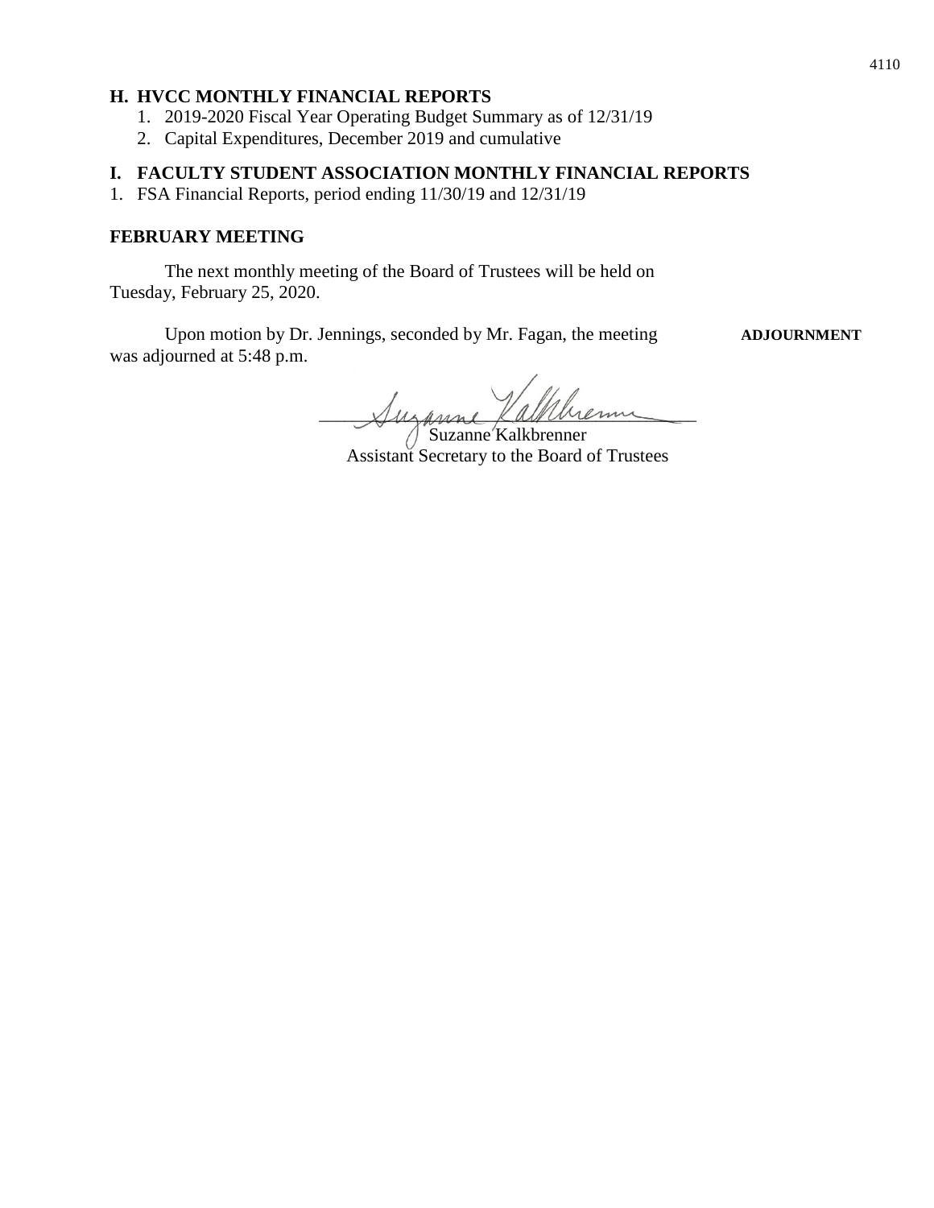## H. HVCC MONTHLY FINANCIAL REPORTS

1. 2019-2020 Fiscal Year Operating Budget Summary as of 12/31/19
2. Capital Expenditures, December 2019 and cumulative

## I. FACULTY STUDENT ASSOCIATION MONTHLY FINANCIAL REPORTS

1. FSA Financial Reports, period ending 11/30/19 and 12/31/19

## FEBRUARY MEETING

The next monthly meeting of the Board of Trustees will be held on Tuesday, February 25, 2020.

**ADJOURNMENT**

Upon motion by Dr. Jennings, seconded by Mr. Fagan, the meeting was adjourned at 5:48 p.m.

Suzanne Kalkbrenner
Assistant Secretary to the Board of Trustees